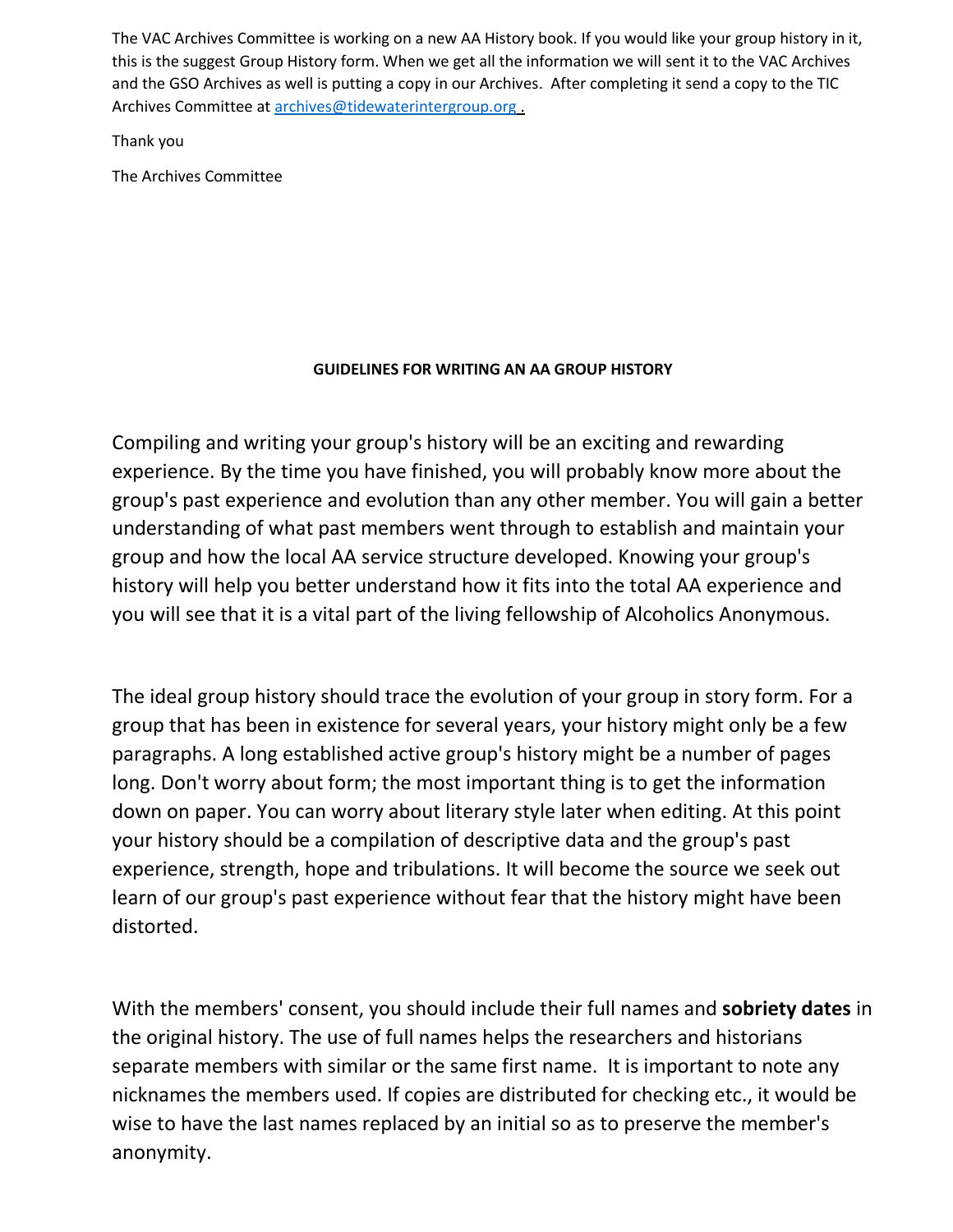The VAC Archives Committee is working on a new AA History book. If you would like your group history in it, this is the suggest Group History form. When we get all the information we will sent it to the VAC Archives and the GSO Archives as well is putting a copy in our Archives. After completing it send a copy to the TIC Archives Committee at [archives@tidewaterintergroup.org](mailto:archives@tidewaterintergroup.org) .

Thank you

The Archives Committee

**GUIDELINES FOR WRITING AN AA GROUP HISTORY**

Compiling and writing your group's history will be an exciting and rewarding experience. By the time you have finished, you will probably know more about the group's past experience and evolution than any other member. You will gain a better understanding of what past members went through to establish and maintain your group and how the local AA service structure developed. Knowing your group's history will help you better understand how it fits into the total AA experience and you will see that it is a vital part of the living fellowship of Alcoholics Anonymous.

The ideal group history should trace the evolution of your group in story form. For a group that has been in existence for several years, your history might only be a few paragraphs. A long established active group's history might be a number of pages long. Don't worry about form; the most important thing is to get the information down on paper. You can worry about literary style later when editing. At this point your history should be a compilation of descriptive data and the group's past experience, strength, hope and tribulations. It will become the source we seek out learn of our group's past experience without fear that the history might have been distorted.

With the members' consent, you should include their full names and **sobriety dates** in the original history. The use of full names helps the researchers and historians separate members with similar or the same first name. It is important to note any nicknames the members used. If copies are distributed for checking etc., it would be wise to have the last names replaced by an initial so as to preserve the member's anonymity.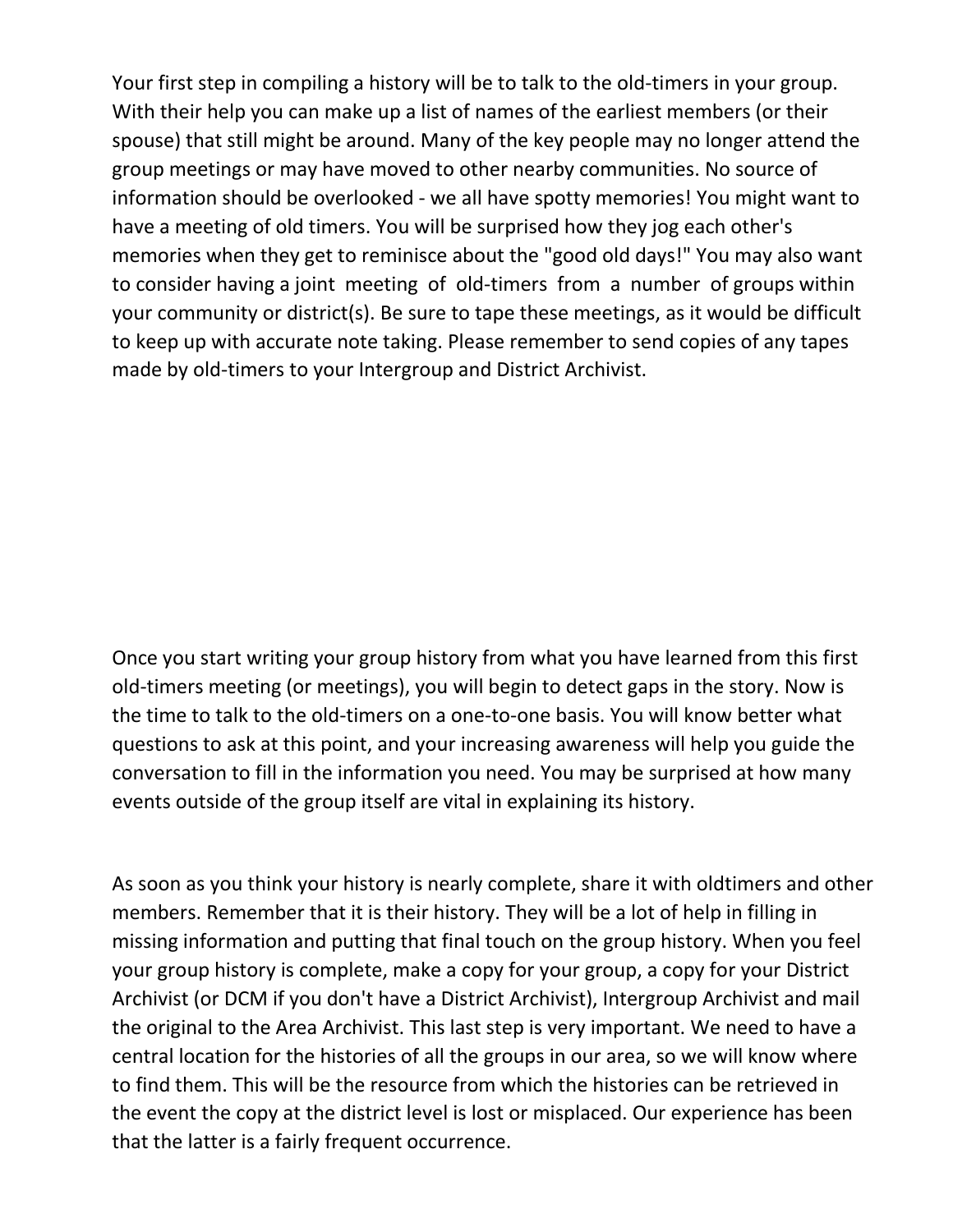Your first step in compiling a history will be to talk to the old-timers in your group. With their help you can make up a list of names of the earliest members (or their spouse) that still might be around. Many of the key people may no longer attend the group meetings or may have moved to other nearby communities. No source of information should be overlooked - we all have spotty memories! You might want to have a meeting of old timers. You will be surprised how they jog each other's memories when they get to reminisce about the "good old days!" You may also want to consider having a joint meeting of old-timers from a number of groups within your community or district(s). Be sure to tape these meetings, as it would be difficult to keep up with accurate note taking. Please remember to send copies of any tapes made by old-timers to your Intergroup and District Archivist.

Once you start writing your group history from what you have learned from this first old-timers meeting (or meetings), you will begin to detect gaps in the story. Now is the time to talk to the old-timers on a one-to-one basis. You will know better what questions to ask at this point, and your increasing awareness will help you guide the conversation to fill in the information you need. You may be surprised at how many events outside of the group itself are vital in explaining its history.

As soon as you think your history is nearly complete, share it with oldtimers and other members. Remember that it is their history. They will be a lot of help in filling in missing information and putting that final touch on the group history. When you feel your group history is complete, make a copy for your group, a copy for your District Archivist (or DCM if you don't have a District Archivist), Intergroup Archivist and mail the original to the Area Archivist. This last step is very important. We need to have a central location for the histories of all the groups in our area, so we will know where to find them. This will be the resource from which the histories can be retrieved in the event the copy at the district level is lost or misplaced. Our experience has been that the latter is a fairly frequent occurrence.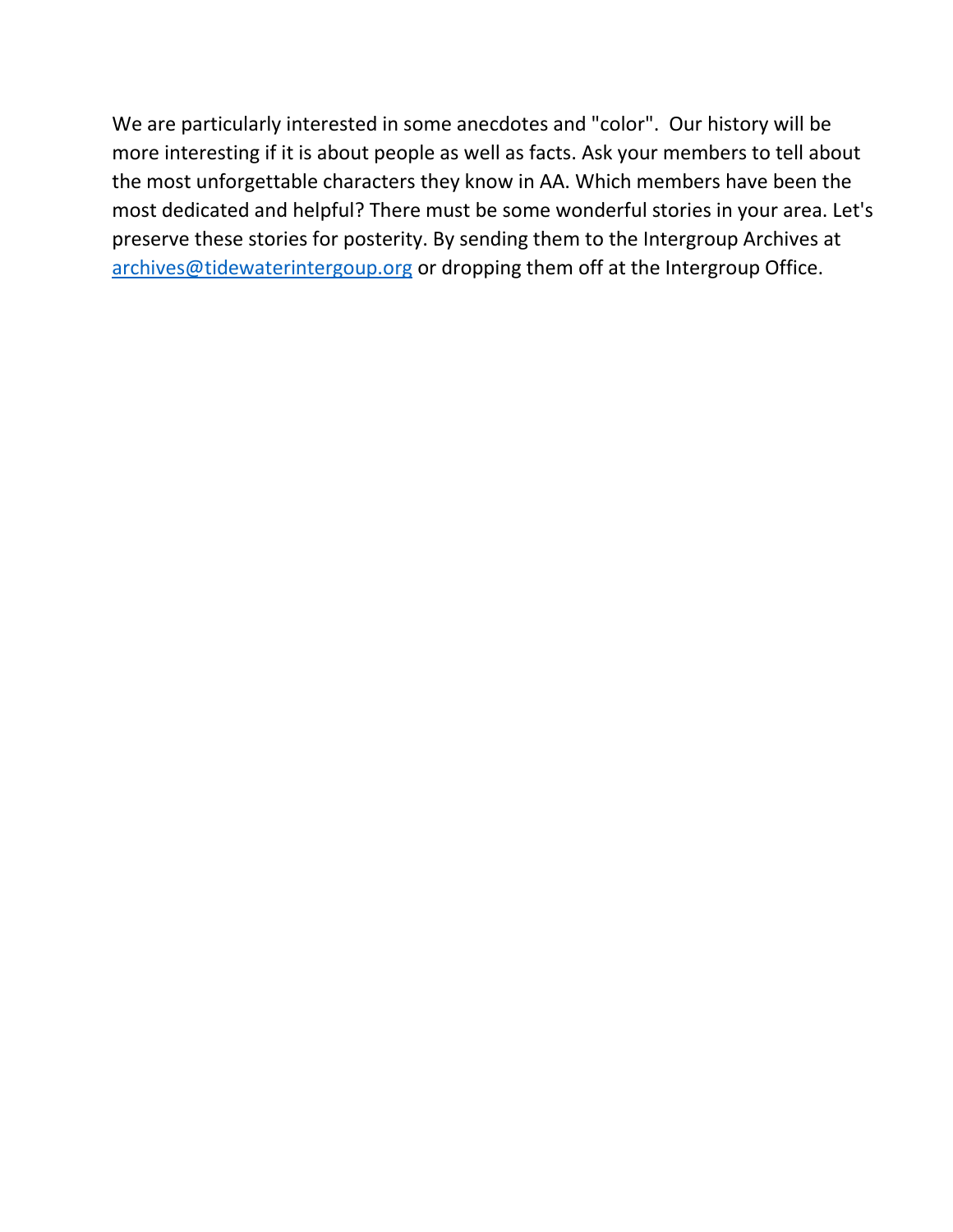We are particularly interested in some anecdotes and "color". Our history will be more interesting if it is about people as well as facts. Ask your members to tell about the most unforgettable characters they know in AA. Which members have been the most dedicated and helpful? There must be some wonderful stories in your area. Let's preserve these stories for posterity. By sending them to the Intergroup Archives at [archives@tidewaterintergoup.org](mailto:archives@tidewaterintergoup.org) or dropping them off at the Intergroup Office.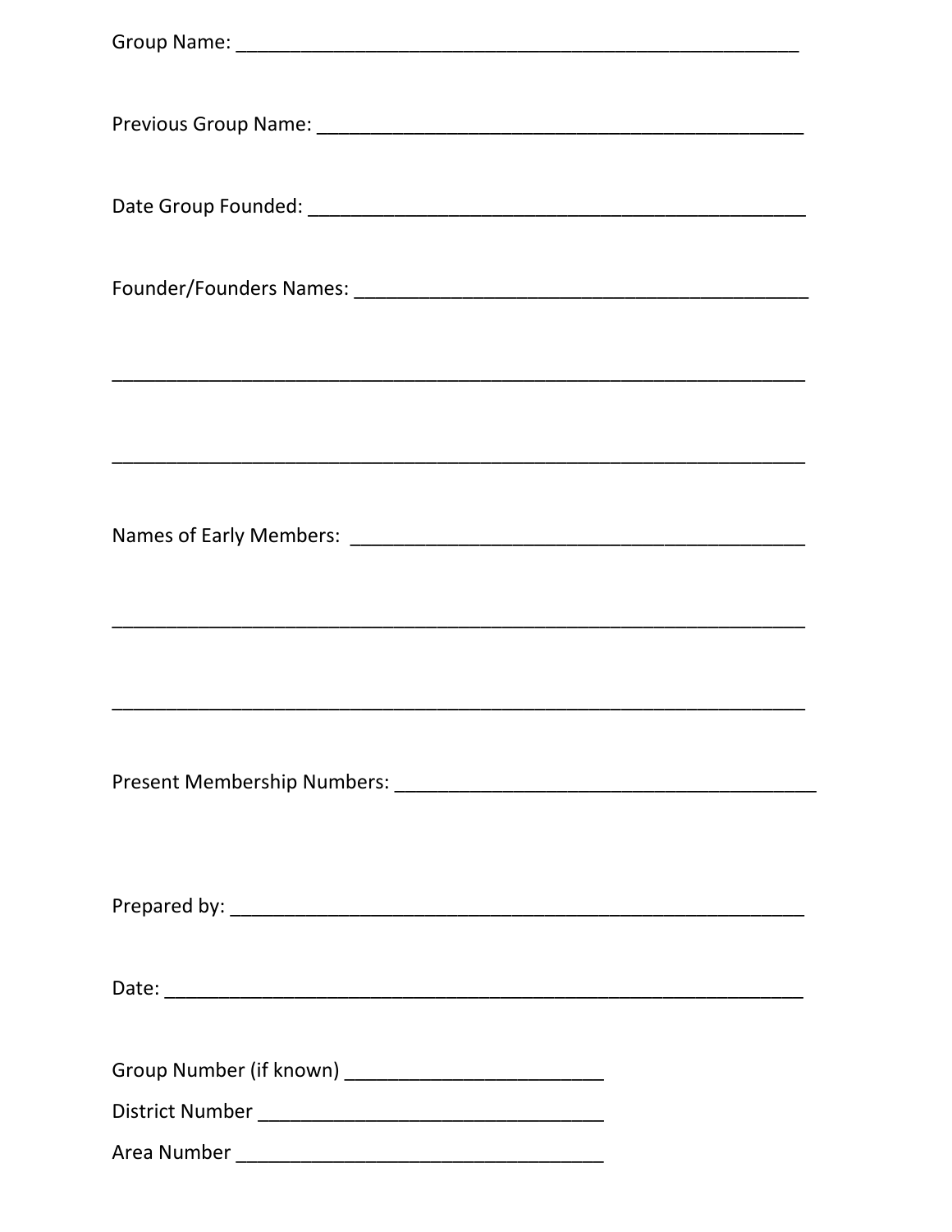Group Name: _______________________________________________________

Previous Group Name: ________________________________________________

Date Group Founded: _________________________________________________

Founder/Founders Names: _____________________________________________

____________________________________________________________________

____________________________________________________________________

Names of Early Members: _____________________________________________

____________________________________________________________________

____________________________________________________________________

Present Membership Numbers: __________________________________________

Prepared by: ________________________________________________________

Date: _____________________________________________________________

Group Number (if known) _________________________

District Number __________________________________

Area Number ____________________________________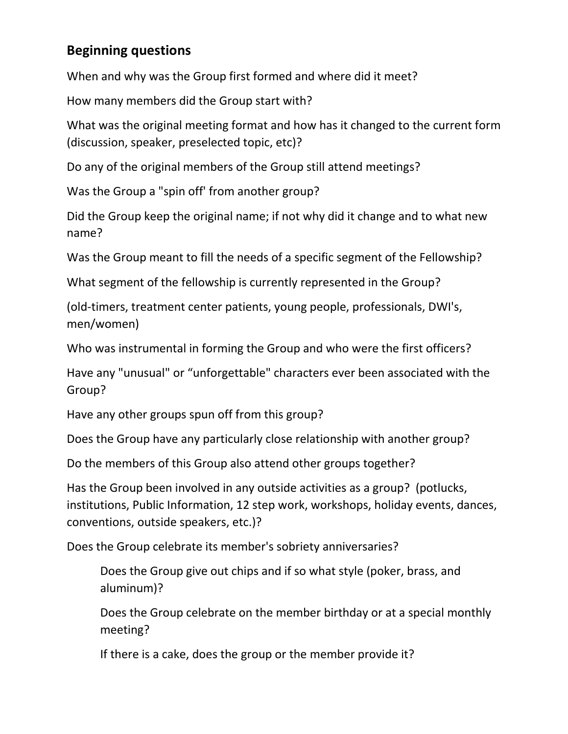## Beginning questions

When and why was the Group first formed and where did it meet?

How many members did the Group start with?

What was the original meeting format and how has it changed to the current form (discussion, speaker, preselected topic, etc)?

Do any of the original members of the Group still attend meetings?

Was the Group a "spin off' from another group?

Did the Group keep the original name; if not why did it change and to what new name?

Was the Group meant to fill the needs of a specific segment of the Fellowship?

What segment of the fellowship is currently represented in the Group?

(old-timers, treatment center patients, young people, professionals, DWI's, men/women)

Who was instrumental in forming the Group and who were the first officers?

Have any "unusual" or “unforgettable" characters ever been associated with the Group?

Have any other groups spun off from this group?

Does the Group have any particularly close relationship with another group?

Do the members of this Group also attend other groups together?

Has the Group been involved in any outside activities as a group? (potlucks, institutions, Public Information, 12 step work, workshops, holiday events, dances, conventions, outside speakers, etc.)?

Does the Group celebrate its member's sobriety anniversaries?

> Does the Group give out chips and if so what style (poker, brass, and aluminum)?
>
> Does the Group celebrate on the member birthday or at a special monthly meeting?
>
> If there is a cake, does the group or the member provide it?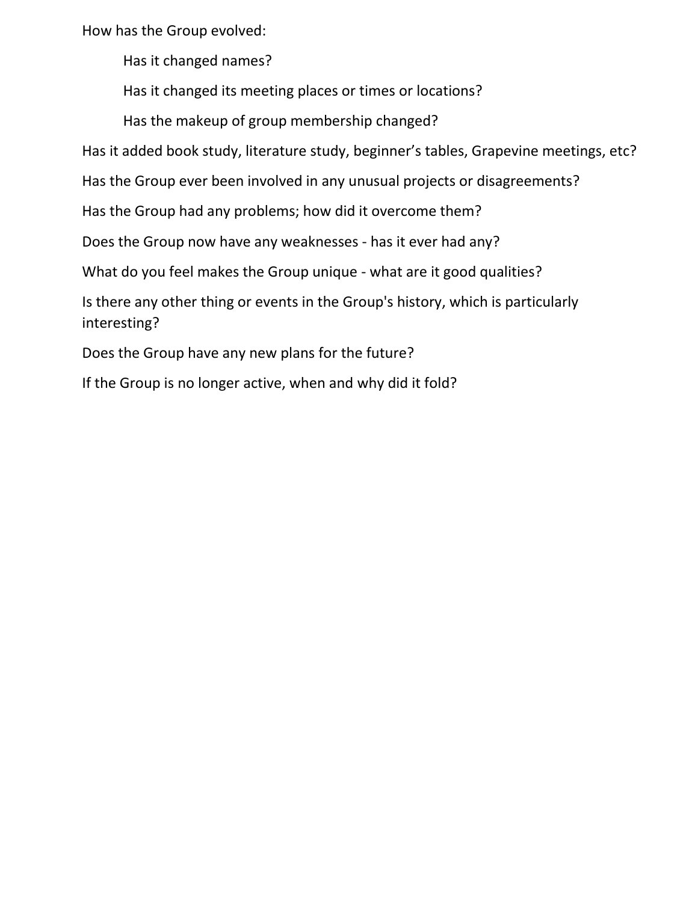How has the Group evolved:

- Has it changed names?
- Has it changed its meeting places or times or locations?
- Has the makeup of group membership changed?

Has it added book study, literature study, beginner's tables, Grapevine meetings, etc?

Has the Group ever been involved in any unusual projects or disagreements?

Has the Group had any problems; how did it overcome them?

Does the Group now have any weaknesses - has it ever had any?

What do you feel makes the Group unique - what are it good qualities?

Is there any other thing or events in the Group's history, which is particularly interesting?

Does the Group have any new plans for the future?

If the Group is no longer active, when and why did it fold?